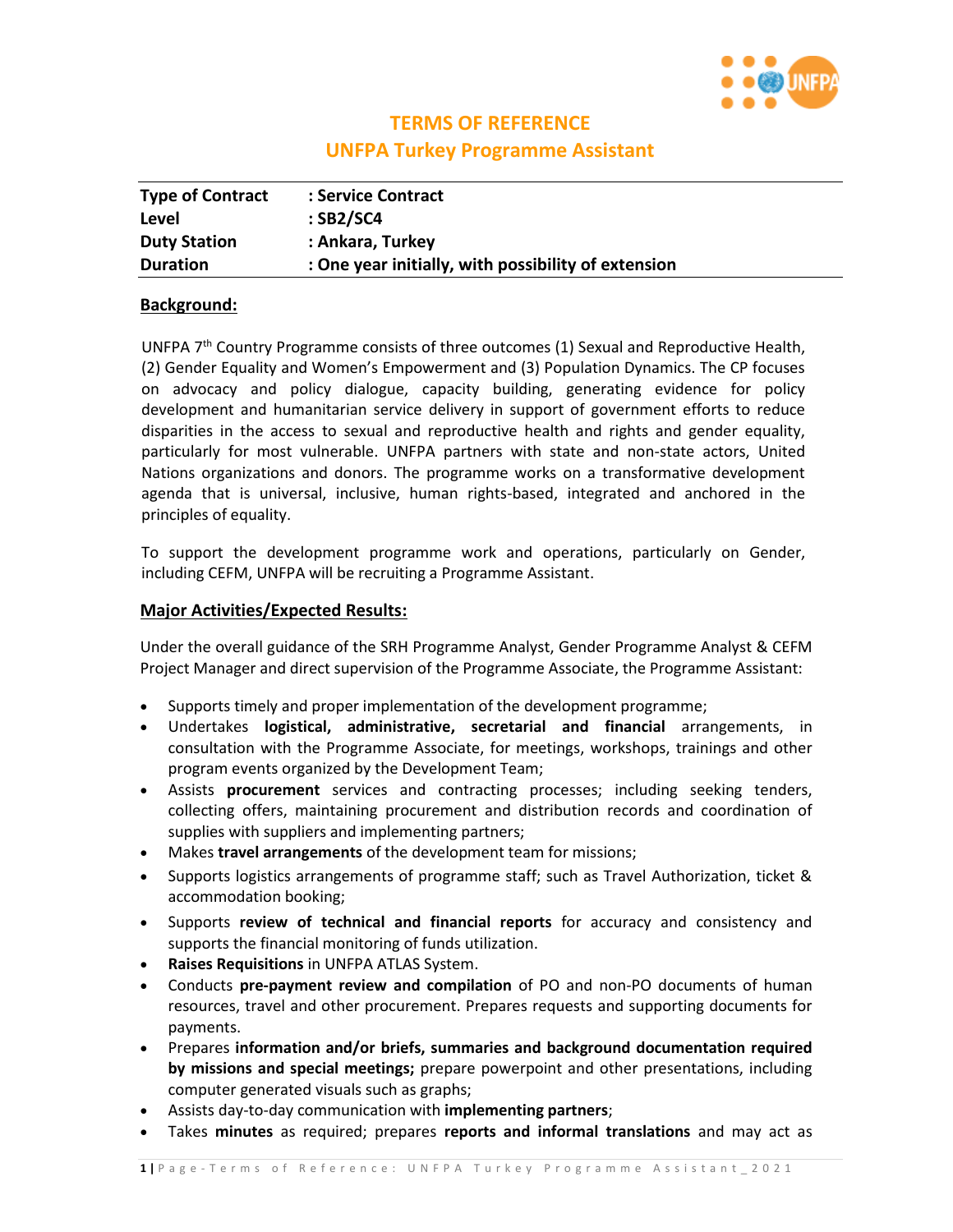# TERMS OF REFERENCE
# UNFPA Turkey Programme Assistant

| | |
|---|---|
| **Type of Contract** | **: Service Contract** |
| **Level** | **: SB2/SC4** |
| **Duty Station** | **: Ankara, Turkey** |
| **Duration** | **: One year initially, with possibility of extension** |

## Background:

UNFPA 7th Country Programme consists of three outcomes (1) Sexual and Reproductive Health, (2) Gender Equality and Women's Empowerment and (3) Population Dynamics. The CP focuses on advocacy and policy dialogue, capacity building, generating evidence for policy development and humanitarian service delivery in support of government efforts to reduce disparities in the access to sexual and reproductive health and rights and gender equality, particularly for most vulnerable. UNFPA partners with state and non-state actors, United Nations organizations and donors. The programme works on a transformative development agenda that is universal, inclusive, human rights-based, integrated and anchored in the principles of equality.

To support the development programme work and operations, particularly on Gender, including CEFM, UNFPA will be recruiting a Programme Assistant.

## Major Activities/Expected Results:

Under the overall guidance of the SRH Programme Analyst, Gender Programme Analyst & CEFM Project Manager and direct supervision of the Programme Associate, the Programme Assistant:

- Supports timely and proper implementation of the development programme;
- Undertakes **logistical, administrative, secretarial and financial** arrangements, in consultation with the Programme Associate, for meetings, workshops, trainings and other program events organized by the Development Team;
- Assists **procurement** services and contracting processes; including seeking tenders, collecting offers, maintaining procurement and distribution records and coordination of supplies with suppliers and implementing partners;
- Makes **travel arrangements** of the development team for missions;
- Supports logistics arrangements of programme staff; such as Travel Authorization, ticket & accommodation booking;
- Supports **review of technical and financial reports** for accuracy and consistency and supports the financial monitoring of funds utilization.
- **Raises Requisitions** in UNFPA ATLAS System.
- Conducts **pre-payment review and compilation** of PO and non-PO documents of human resources, travel and other procurement. Prepares requests and supporting documents for payments.
- Prepares **information and/or briefs, summaries and background documentation required by missions and special meetings;** prepare powerpoint and other presentations, including computer generated visuals such as graphs;
- Assists day-to-day communication with **implementing partners**;
- Takes **minutes** as required; prepares **reports and informal translations** and may act as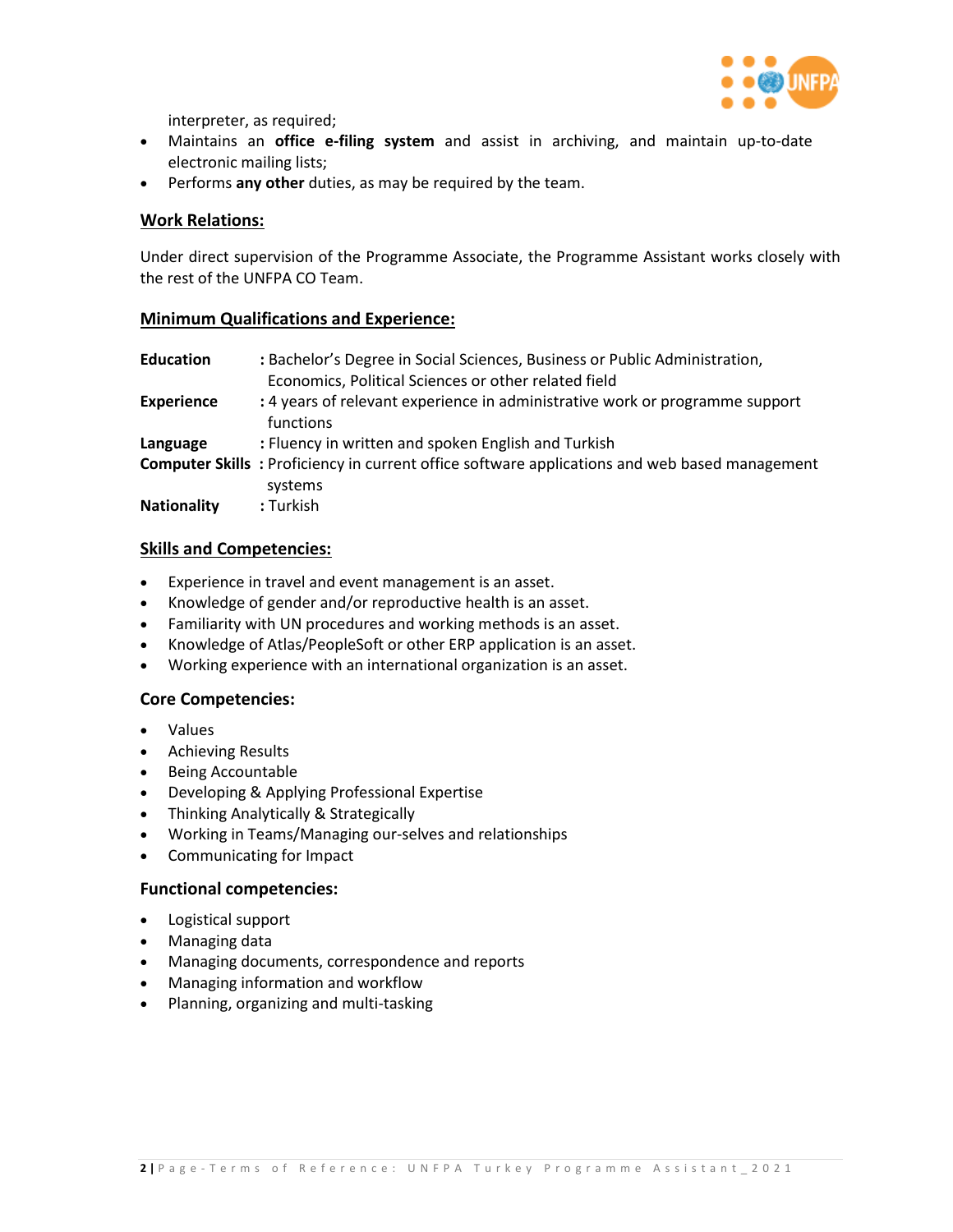interpreter, as required;

- Maintains an **office e-filing system** and assist in archiving, and maintain up-to-date electronic mailing lists;
- Performs **any other** duties, as may be required by the team.

## Work Relations:

Under direct supervision of the Programme Associate, the Programme Assistant works closely with the rest of the UNFPA CO Team.

## Minimum Qualifications and Experience:

| | |
|---|---|
| **Education** | : Bachelor's Degree in Social Sciences, Business or Public Administration, Economics, Political Sciences or other related field |
| **Experience** | : 4 years of relevant experience in administrative work or programme support functions |
| **Language** | : Fluency in written and spoken English and Turkish |
| **Computer Skills** | : Proficiency in current office software applications and web based management systems |
| **Nationality** | : Turkish |

## Skills and Competencies:

- Experience in travel and event management is an asset.
- Knowledge of gender and/or reproductive health is an asset.
- Familiarity with UN procedures and working methods is an asset.
- Knowledge of Atlas/PeopleSoft or other ERP application is an asset.
- Working experience with an international organization is an asset.

### Core Competencies:

- Values
- Achieving Results
- Being Accountable
- Developing & Applying Professional Expertise
- Thinking Analytically & Strategically
- Working in Teams/Managing our-selves and relationships
- Communicating for Impact

### Functional competencies:

- Logistical support
- Managing data
- Managing documents, correspondence and reports
- Managing information and workflow
- Planning, organizing and multi-tasking